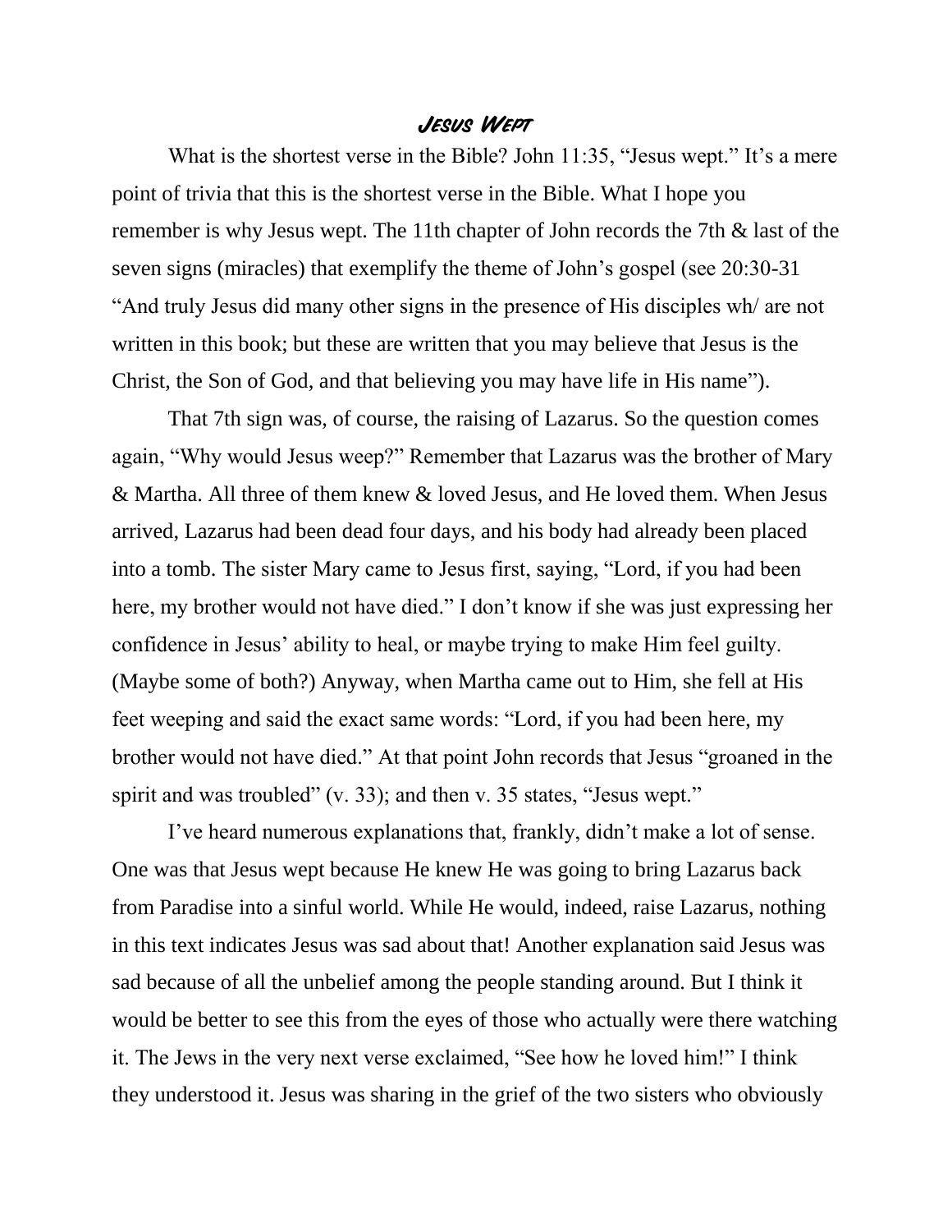# *Jesus Wept*

What is the shortest verse in the Bible? John 11:35, "Jesus wept." It's a mere point of trivia that this is the shortest verse in the Bible. What I hope you remember is why Jesus wept. The 11th chapter of John records the 7th & last of the seven signs (miracles) that exemplify the theme of John's gospel (see 20:30-31 "And truly Jesus did many other signs in the presence of His disciples wh/ are not written in this book; but these are written that you may believe that Jesus is the Christ, the Son of God, and that believing you may have life in His name").

That 7th sign was, of course, the raising of Lazarus. So the question comes again, "Why would Jesus weep?" Remember that Lazarus was the brother of Mary & Martha. All three of them knew & loved Jesus, and He loved them. When Jesus arrived, Lazarus had been dead four days, and his body had already been placed into a tomb. The sister Mary came to Jesus first, saying, "Lord, if you had been here, my brother would not have died." I don't know if she was just expressing her confidence in Jesus' ability to heal, or maybe trying to make Him feel guilty. (Maybe some of both?) Anyway, when Martha came out to Him, she fell at His feet weeping and said the exact same words: "Lord, if you had been here, my brother would not have died." At that point John records that Jesus "groaned in the spirit and was troubled" (v. 33); and then v. 35 states, "Jesus wept."

I've heard numerous explanations that, frankly, didn't make a lot of sense. One was that Jesus wept because He knew He was going to bring Lazarus back from Paradise into a sinful world. While He would, indeed, raise Lazarus, nothing in this text indicates Jesus was sad about that! Another explanation said Jesus was sad because of all the unbelief among the people standing around. But I think it would be better to see this from the eyes of those who actually were there watching it. The Jews in the very next verse exclaimed, "See how he loved him!" I think they understood it. Jesus was sharing in the grief of the two sisters who obviously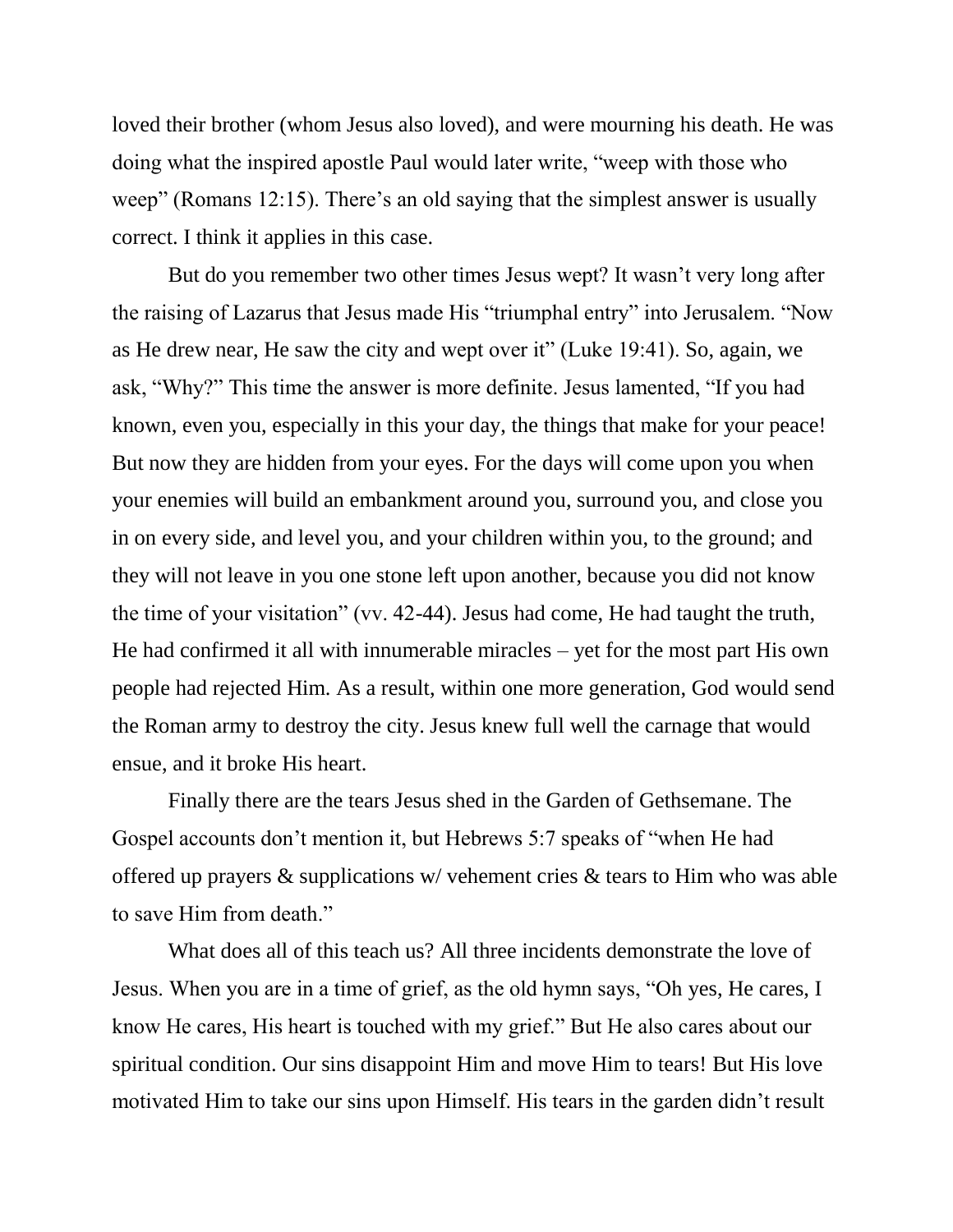loved their brother (whom Jesus also loved), and were mourning his death. He was doing what the inspired apostle Paul would later write, "weep with those who weep" (Romans 12:15). There's an old saying that the simplest answer is usually correct. I think it applies in this case.

But do you remember two other times Jesus wept? It wasn't very long after the raising of Lazarus that Jesus made His "triumphal entry" into Jerusalem. "Now as He drew near, He saw the city and wept over it" (Luke 19:41). So, again, we ask, "Why?" This time the answer is more definite. Jesus lamented, "If you had known, even you, especially in this your day, the things that make for your peace! But now they are hidden from your eyes. For the days will come upon you when your enemies will build an embankment around you, surround you, and close you in on every side, and level you, and your children within you, to the ground; and they will not leave in you one stone left upon another, because you did not know the time of your visitation" (vv. 42-44). Jesus had come, He had taught the truth, He had confirmed it all with innumerable miracles – yet for the most part His own people had rejected Him. As a result, within one more generation, God would send the Roman army to destroy the city. Jesus knew full well the carnage that would ensue, and it broke His heart.

Finally there are the tears Jesus shed in the Garden of Gethsemane. The Gospel accounts don't mention it, but Hebrews 5:7 speaks of "when He had offered up prayers & supplications w/ vehement cries & tears to Him who was able to save Him from death."

What does all of this teach us? All three incidents demonstrate the love of Jesus. When you are in a time of grief, as the old hymn says, "Oh yes, He cares, I know He cares, His heart is touched with my grief." But He also cares about our spiritual condition. Our sins disappoint Him and move Him to tears! But His love motivated Him to take our sins upon Himself. His tears in the garden didn't result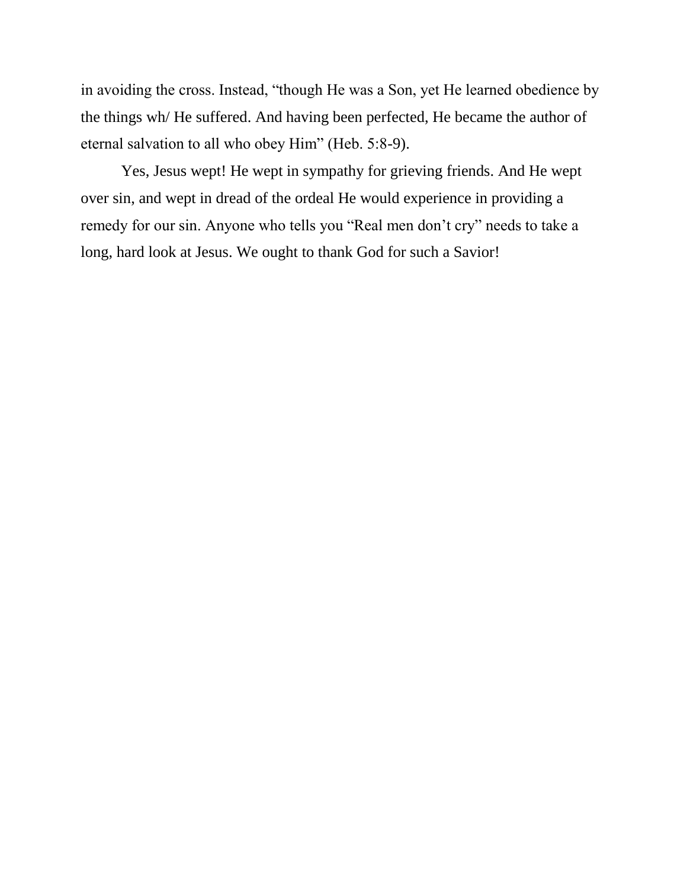in avoiding the cross. Instead, "though He was a Son, yet He learned obedience by the things wh/ He suffered. And having been perfected, He became the author of eternal salvation to all who obey Him" (Heb. 5:8-9).

Yes, Jesus wept! He wept in sympathy for grieving friends. And He wept over sin, and wept in dread of the ordeal He would experience in providing a remedy for our sin. Anyone who tells you "Real men don't cry" needs to take a long, hard look at Jesus. We ought to thank God for such a Savior!